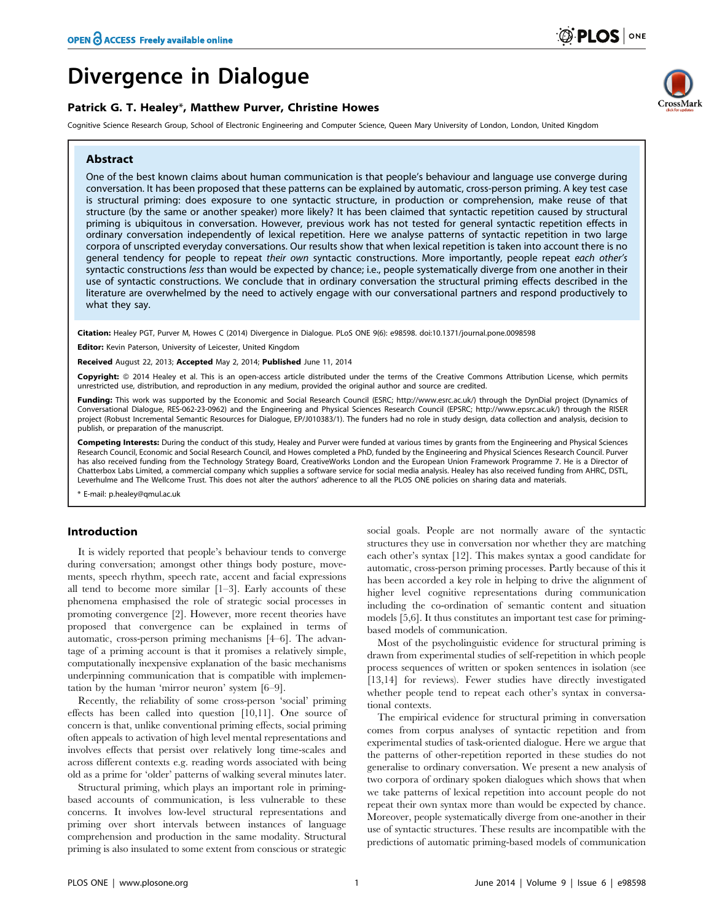# Divergence in Dialogue

**Patrick G. T. Healey\*, Matthew Purver, Christine Howes**

Cognitive Science Research Group, School of Electronic Engineering and Computer Science, Queen Mary University of London, London, United Kingdom

## Abstract

One of the best known claims about human communication is that people's behaviour and language use converge during conversation. It has been proposed that these patterns can be explained by automatic, cross-person priming. A key test case is structural priming: does exposure to one syntactic structure, in production or comprehension, make reuse of that structure (by the same or another speaker) more likely? It has been claimed that syntactic repetition caused by structural priming is ubiquitous in conversation. However, previous work has not tested for general syntactic repetition effects in ordinary conversation independently of lexical repetition. Here we analyse patterns of syntactic repetition in two large corpora of unscripted everyday conversations. Our results show that when lexical repetition is taken into account there is no general tendency for people to repeat *their own* syntactic constructions. More importantly, people repeat *each other's* syntactic constructions *less* than would be expected by chance; i.e., people systematically diverge from one another in their use of syntactic constructions. We conclude that in ordinary conversation the structural priming effects described in the literature are overwhelmed by the need to actively engage with our conversational partners and respond productively to what they say.

**Citation:** Healey PGT, Purver M, Howes C (2014) Divergence in Dialogue. PLoS ONE 9(6): e98598. doi:10.1371/journal.pone.0098598

**Editor:** Kevin Paterson, University of Leicester, United Kingdom

**Received** August 22, 2013; **Accepted** May 2, 2014; **Published** June 11, 2014

**Copyright:** © 2014 Healey et al. This is an open-access article distributed under the terms of the Creative Commons Attribution License, which permits unrestricted use, distribution, and reproduction in any medium, provided the original author and source are credited.

**Funding:** This work was supported by the Economic and Social Research Council (ESRC; http://www.esrc.ac.uk/) through the DynDial project (Dynamics of Conversational Dialogue, RES-062-23-0962) and the Engineering and Physical Sciences Research Council (EPSRC; http://www.epsrc.ac.uk/) through the RISER project (Robust Incremental Semantic Resources for Dialogue, EP/J010383/1). The funders had no role in study design, data collection and analysis, decision to publish, or preparation of the manuscript.

**Competing Interests:** During the conduct of this study, Healey and Purver were funded at various times by grants from the Engineering and Physical Sciences Research Council, Economic and Social Research Council, and Howes completed a PhD, funded by the Engineering and Physical Sciences Research Council. Purver has also received funding from the Technology Strategy Board, CreativeWorks London and the European Union Framework Programme 7. He is a Director of Chatterbox Labs Limited, a commercial company which supplies a software service for social media analysis. Healey has also received funding from AHRC, DSTL, Leverhulme and The Wellcome Trust. This does not alter the authors' adherence to all the PLOS ONE policies on sharing data and materials.

\* E-mail: p.healey@qmul.ac.uk

## Introduction

It is widely reported that people's behaviour tends to converge during conversation; amongst other things body posture, movements, speech rhythm, speech rate, accent and facial expressions all tend to become more similar [1–3]. Early accounts of these phenomena emphasised the role of strategic social processes in promoting convergence [2]. However, more recent theories have proposed that convergence can be explained in terms of automatic, cross-person priming mechanisms [4–6]. The advantage of a priming account is that it promises a relatively simple, computationally inexpensive explanation of the basic mechanisms underpinning communication that is compatible with implementation by the human 'mirror neuron' system [6–9].

Recently, the reliability of some cross-person 'social' priming effects has been called into question [10,11]. One source of concern is that, unlike conventional priming effects, social priming often appeals to activation of high level mental representations and involves effects that persist over relatively long time-scales and across different contexts e.g. reading words associated with being old as a prime for 'older' patterns of walking several minutes later.

Structural priming, which plays an important role in priming-based accounts of communication, is less vulnerable to these concerns. It involves low-level structural representations and priming over short intervals between instances of language comprehension and production in the same modality. Structural priming is also insulated to some extent from conscious or strategic social goals. People are not normally aware of the syntactic structures they use in conversation nor whether they are matching each other's syntax [12]. This makes syntax a good candidate for automatic, cross-person priming processes. Partly because of this it has been accorded a key role in helping to drive the alignment of higher level cognitive representations during communication including the co-ordination of semantic content and situation models [5,6]. It thus constitutes an important test case for priming-based models of communication.

Most of the psycholinguistic evidence for structural priming is drawn from experimental studies of self-repetition in which people process sequences of written or spoken sentences in isolation (see [13,14] for reviews). Fewer studies have directly investigated whether people tend to repeat each other's syntax in conversational contexts.

The empirical evidence for structural priming in conversation comes from corpus analyses of syntactic repetition and from experimental studies of task-oriented dialogue. Here we argue that the patterns of other-repetition reported in these studies do not generalise to ordinary conversation. We present a new analysis of two corpora of ordinary spoken dialogues which shows that when we take patterns of lexical repetition into account people do not repeat their own syntax more than would be expected by chance. Moreover, people systematically diverge from one-another in their use of syntactic structures. These results are incompatible with the predictions of automatic priming-based models of communication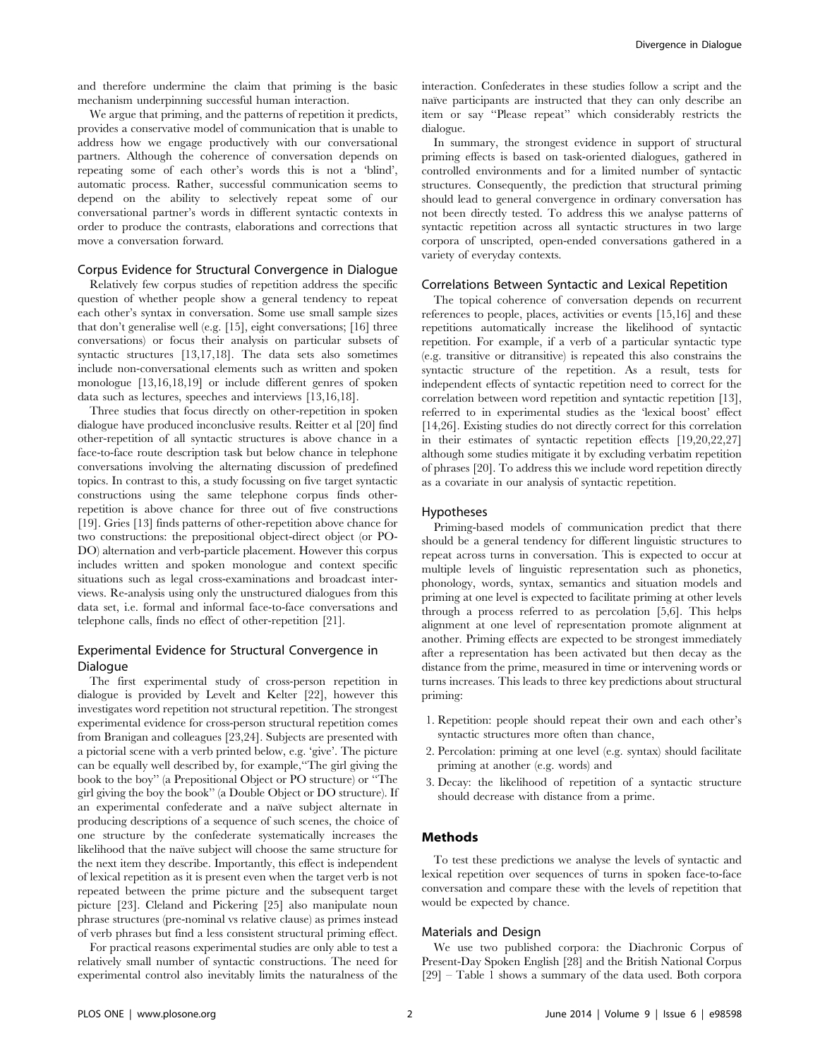and therefore undermine the claim that priming is the basic mechanism underpinning successful human interaction.

We argue that priming, and the patterns of repetition it predicts, provides a conservative model of communication that is unable to address how we engage productively with our conversational partners. Although the coherence of conversation depends on repeating some of each other's words this is not a 'blind', automatic process. Rather, successful communication seems to depend on the ability to selectively repeat some of our conversational partner's words in different syntactic contexts in order to produce the contrasts, elaborations and corrections that move a conversation forward.

### Corpus Evidence for Structural Convergence in Dialogue

Relatively few corpus studies of repetition address the specific question of whether people show a general tendency to repeat each other's syntax in conversation. Some use small sample sizes that don't generalise well (e.g. [15], eight conversations; [16] three conversations) or focus their analysis on particular subsets of syntactic structures [13,17,18]. The data sets also sometimes include non-conversational elements such as written and spoken monologue [13,16,18,19] or include different genres of spoken data such as lectures, speeches and interviews [13,16,18].

Three studies that focus directly on other-repetition in spoken dialogue have produced inconclusive results. Reitter et al [20] find other-repetition of all syntactic structures is above chance in a face-to-face route description task but below chance in telephone conversations involving the alternating discussion of predefined topics. In contrast to this, a study focussing on five target syntactic constructions using the same telephone corpus finds other-repetition is above chance for three out of five constructions [19]. Gries [13] finds patterns of other-repetition above chance for two constructions: the prepositional object-direct object (or PO-DO) alternation and verb-particle placement. However this corpus includes written and spoken monologue and context specific situations such as legal cross-examinations and broadcast interviews. Re-analysis using only the unstructured dialogues from this data set, i.e. formal and informal face-to-face conversations and telephone calls, finds no effect of other-repetition [21].

### Experimental Evidence for Structural Convergence in Dialogue

The first experimental study of cross-person repetition in dialogue is provided by Levelt and Kelter [22], however this investigates word repetition not structural repetition. The strongest experimental evidence for cross-person structural repetition comes from Branigan and colleagues [23,24]. Subjects are presented with a pictorial scene with a verb printed below, e.g. 'give'. The picture can be equally well described by, for example, "The girl giving the book to the boy" (a Prepositional Object or PO structure) or "The girl giving the boy the book" (a Double Object or DO structure). If an experimental confederate and a naïve subject alternate in producing descriptions of a sequence of such scenes, the choice of one structure by the confederate systematically increases the likelihood that the naïve subject will choose the same structure for the next item they describe. Importantly, this effect is independent of lexical repetition as it is present even when the target verb is not repeated between the prime picture and the subsequent target picture [23]. Cleland and Pickering [25] also manipulate noun phrase structures (pre-nominal vs relative clause) as primes instead of verb phrases but find a less consistent structural priming effect.

For practical reasons experimental studies are only able to test a relatively small number of syntactic constructions. The need for experimental control also inevitably limits the naturalness of the interaction. Confederates in these studies follow a script and the naïve participants are instructed that they can only describe an item or say "Please repeat" which considerably restricts the dialogue.

In summary, the strongest evidence in support of structural priming effects is based on task-oriented dialogues, gathered in controlled environments and for a limited number of syntactic structures. Consequently, the prediction that structural priming should lead to general convergence in ordinary conversation has not been directly tested. To address this we analyse patterns of syntactic repetition across all syntactic structures in two large corpora of unscripted, open-ended conversations gathered in a variety of everyday contexts.

### Correlations Between Syntactic and Lexical Repetition

The topical coherence of conversation depends on recurrent references to people, places, activities or events [15,16] and these repetitions automatically increase the likelihood of syntactic repetition. For example, if a verb of a particular syntactic type (e.g. transitive or ditransitive) is repeated this also constrains the syntactic structure of the repetition. As a result, tests for independent effects of syntactic repetition need to correct for the correlation between word repetition and syntactic repetition [13], referred to in experimental studies as the 'lexical boost' effect [14,26]. Existing studies do not directly correct for this correlation in their estimates of syntactic repetition effects [19,20,22,27] although some studies mitigate it by excluding verbatim repetition of phrases [20]. To address this we include word repetition directly as a covariate in our analysis of syntactic repetition.

### Hypotheses

Priming-based models of communication predict that there should be a general tendency for different linguistic structures to repeat across turns in conversation. This is expected to occur at multiple levels of linguistic representation such as phonetics, phonology, words, syntax, semantics and situation models and priming at one level is expected to facilitate priming at other levels through a process referred to as percolation [5,6]. This helps alignment at one level of representation promote alignment at another. Priming effects are expected to be strongest immediately after a representation has been activated but then decay as the distance from the prime, measured in time or intervening words or turns increases. This leads to three key predictions about structural priming:

1. Repetition: people should repeat their own and each other's syntactic structures more often than chance,
2. Percolation: priming at one level (e.g. syntax) should facilitate priming at another (e.g. words) and
3. Decay: the likelihood of repetition of a syntactic structure should decrease with distance from a prime.

## Methods

To test these predictions we analyse the levels of syntactic and lexical repetition over sequences of turns in spoken face-to-face conversation and compare these with the levels of repetition that would be expected by chance.

### Materials and Design

We use two published corpora: the Diachronic Corpus of Present-Day Spoken English [28] and the British National Corpus [29] – Table 1 shows a summary of the data used. Both corpora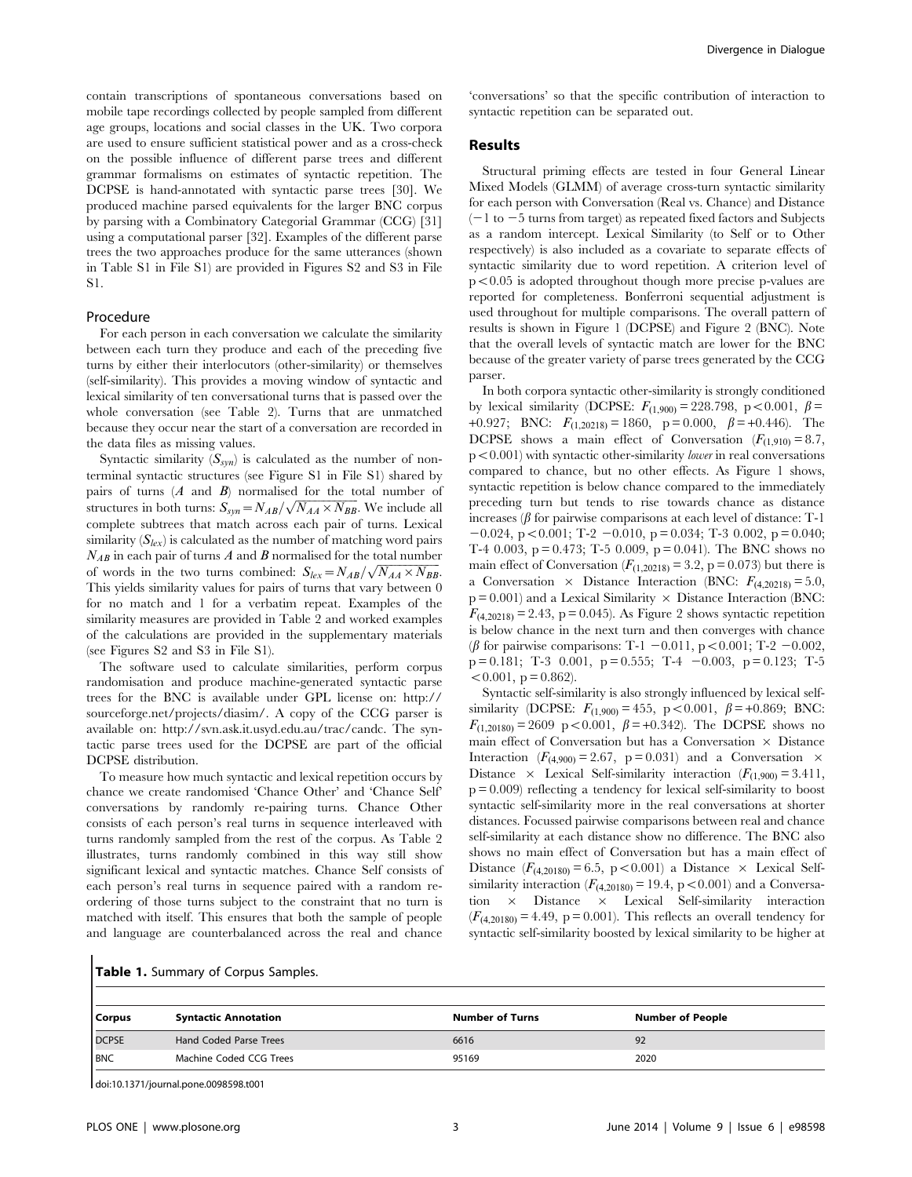contain transcriptions of spontaneous conversations based on mobile tape recordings collected by people sampled from different age groups, locations and social classes in the UK. Two corpora are used to ensure sufficient statistical power and as a cross-check on the possible influence of different parse trees and different grammar formalisms on estimates of syntactic repetition. The DCPSE is hand-annotated with syntactic parse trees [30]. We produced machine parsed equivalents for the larger BNC corpus by parsing with a Combinatory Categorial Grammar (CCG) [31] using a computational parser [32]. Examples of the different parse trees the two approaches produce for the same utterances (shown in Table S1 in File S1) are provided in Figures S2 and S3 in File S1.

### Procedure

For each person in each conversation we calculate the similarity between each turn they produce and each of the preceding five turns by either their interlocutors (other-similarity) or themselves (self-similarity). This provides a moving window of syntactic and lexical similarity of ten conversational turns that is passed over the whole conversation (see Table 2). Turns that are unmatched because they occur near the start of a conversation are recorded in the data files as missing values.

Syntactic similarity ($S_{syn}$) is calculated as the number of non-terminal syntactic structures (see Figure S1 in File S1) shared by pairs of turns ($A$ and $B$) normalised for the total number of structures in both turns: $S_{syn} = N_{AB}/\sqrt{N_{AA} \times N_{BB}}$. We include all complete subtrees that match across each pair of turns. Lexical similarity ($S_{lex}$) is calculated as the number of matching word pairs $N_{AB}$ in each pair of turns $A$ and $B$ normalised for the total number of words in the two turns combined: $S_{lex} = N_{AB}/\sqrt{N_{AA} \times N_{BB}}$. This yields similarity values for pairs of turns that vary between 0 for no match and 1 for a verbatim repeat. Examples of the similarity measures are provided in Table 2 and worked examples of the calculations are provided in the supplementary materials (see Figures S2 and S3 in File S1).

The software used to calculate similarities, perform corpus randomisation and produce machine-generated syntactic parse trees for the BNC is available under GPL license on: http://sourceforge.net/projects/diasim/. A copy of the CCG parser is available on: http://svn.ask.it.usyd.edu.au/trac/candc. The syntactic parse trees used for the DCPSE are part of the official DCPSE distribution.

To measure how much syntactic and lexical repetition occurs by chance we create randomised 'Chance Other' and 'Chance Self' conversations by randomly re-pairing turns. Chance Other consists of each person's real turns in sequence interleaved with turns randomly sampled from the rest of the corpus. As Table 2 illustrates, turns randomly combined in this way still show significant lexical and syntactic matches. Chance Self consists of each person's real turns in sequence paired with a random re-ordering of those turns subject to the constraint that no turn is matched with itself. This ensures that both the sample of people and language are counterbalanced across the real and chance 'conversations' so that the specific contribution of interaction to syntactic repetition can be separated out.

## Results

Structural priming effects are tested in four General Linear Mixed Models (GLMM) of average cross-turn syntactic similarity for each person with Conversation (Real vs. Chance) and Distance ($-1$ to $-5$ turns from target) as repeated fixed factors and Subjects as a random intercept. Lexical Similarity (to Self or to Other respectively) is also included as a covariate to separate effects of syntactic similarity due to word repetition. A criterion level of $p<0.05$ is adopted throughout though more precise p-values are reported for completeness. Bonferroni sequential adjustment is used throughout for multiple comparisons. The overall pattern of results is shown in Figure 1 (DCPSE) and Figure 2 (BNC). Note that the overall levels of syntactic match are lower for the BNC because of the greater variety of parse trees generated by the CCG parser.

In both corpora syntactic other-similarity is strongly conditioned by lexical similarity (DCPSE: $F_{(1,900)} = 228.798$, $p<0.001$, $\beta = +0.927$; BNC: $F_{(1,20218)} = 1860$, $p = 0.000$, $\beta = +0.446$). The DCPSE shows a main effect of Conversation ($F_{(1,910)} = 8.7$, $p<0.001$) with syntactic other-similarity *lower* in real conversations compared to chance, but no other effects. As Figure 1 shows, syntactic repetition is below chance compared to the immediately preceding turn but tends to rise towards chance as distance increases ($\beta$ for pairwise comparisons at each level of distance: T-1 $-0.024$, $p<0.001$; T-2 $-0.010$, $p = 0.034$; T-3 0.002, $p = 0.040$; T-4 0.003, $p = 0.473$; T-5 0.009, $p = 0.041$). The BNC shows no main effect of Conversation ($F_{(1,20218)} = 3.2$, $p = 0.073$) but there is a Conversation $\times$ Distance Interaction (BNC: $F_{(4,20218)} = 5.0$, $p = 0.001$) and a Lexical Similarity $\times$ Distance Interaction (BNC: $F_{(4,20218)} = 2.43$, $p = 0.045$). As Figure 2 shows syntactic repetition is below chance in the next turn and then converges with chance ($\beta$ for pairwise comparisons: T-1 $-0.011$, $p<0.001$; T-2 $-0.002$, $p = 0.181$; T-3 0.001, $p = 0.555$; T-4 $-0.003$, $p = 0.123$; T-5 $<0.001$, $p = 0.862$).

Syntactic self-similarity is also strongly influenced by lexical self-similarity (DCPSE: $F_{(1,900)} = 455$, $p<0.001$, $\beta = +0.869$; BNC: $F_{(1,20180)} = 2609$ $p<0.001$, $\beta = +0.342$). The DCPSE shows no main effect of Conversation but has a Conversation $\times$ Distance Interaction ($F_{(4,900)} = 2.67$, $p = 0.031$) and a Conversation $\times$ Distance $\times$ Lexical Self-similarity interaction ($F_{(1,900)} = 3.411$, $p = 0.009$) reflecting a tendency for lexical self-similarity to boost syntactic self-similarity more in the real conversations at shorter distances. Focussed pairwise comparisons between real and chance self-similarity at each distance show no difference. The BNC also shows no main effect of Conversation but has a main effect of Distance ($F_{(4,20180)} = 6.5$, $p<0.001$) a Distance $\times$ Lexical Self-similarity interaction ($F_{(4,20180)} = 19.4$, $p<0.001$) and a Conversation $\times$ Distance $\times$ Lexical Self-similarity interaction ($F_{(4,20180)} = 4.49$, $p = 0.001$). This reflects an overall tendency for syntactic self-similarity boosted by lexical similarity to be higher at

**Table 1.** Summary of Corpus Samples.

| Corpus | Syntactic Annotation | Number of Turns | Number of People |
|---|---|---|---|
| DCPSE | Hand Coded Parse Trees | 6616 | 92 |
| BNC | Machine Coded CCG Trees | 95169 | 2020 |

doi:10.1371/journal.pone.0098598.t001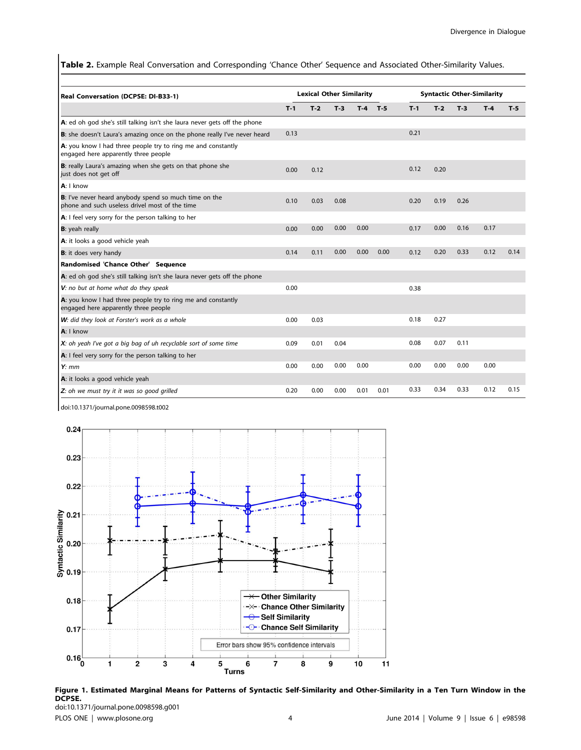**Table 2.** Example Real Conversation and Corresponding 'Chance Other' Sequence and Associated Other-Similarity Values.

| Real Conversation (DCPSE: DI-B33-1) | Lexical Other Similarity | | | | | Syntactic Other-Similarity | | | | |
|---|---|---|---|---|---|---|---|---|---|---|
| | T-1 | T-2 | T-3 | T-4 | T-5 | T-1 | T-2 | T-3 | T-4 | T-5 |
| **A**: ed oh god she's still talking isn't she laura never gets off the phone | | | | | | | | | | |
| **B**: she doesn't Laura's amazing once on the phone really I've never heard | 0.13 | | | | | 0.21 | | | | |
| **A**: you know I had three people try to ring me and constantly engaged here apparently three people | | | | | | | | | | |
| **B**: really Laura's amazing when she gets on that phone she just does not get off | 0.00 | 0.12 | | | | 0.12 | 0.20 | | | |
| **A**: I know | | | | | | | | | | |
| **B**: I've never heard anybody spend so much time on the phone and such useless drivel most of the time | 0.10 | 0.03 | 0.08 | | | 0.20 | 0.19 | 0.26 | | |
| **A**: I feel very sorry for the person talking to her | | | | | | | | | | |
| **B**: yeah really | 0.00 | 0.00 | 0.00 | 0.00 | | 0.17 | 0.00 | 0.16 | 0.17 | |
| **A**: it looks a good vehicle yeah | | | | | | | | | | |
| **B**: it does very handy | 0.14 | 0.11 | 0.00 | 0.00 | 0.00 | 0.12 | 0.20 | 0.33 | 0.12 | 0.14 |
| **Randomised 'Chance Other' Sequence** | | | | | | | | | | |
| **A**: ed oh god she's still talking isn't she laura never gets off the phone | | | | | | | | | | |
| ***V**: no but at home what do they speak* | 0.00 | | | | | 0.38 | | | | |
| **A**: you know I had three people try to ring me and constantly engaged here apparently three people | | | | | | | | | | |
| ***W**: did they look at Forster's work as a whole* | 0.00 | 0.03 | | | | 0.18 | 0.27 | | | |
| **A**: I know | | | | | | | | | | |
| ***X**: oh yeah I've got a big bag of uh recyclable sort of some time* | 0.09 | 0.01 | 0.04 | | | 0.08 | 0.07 | 0.11 | | |
| **A**: I feel very sorry for the person talking to her | | | | | | | | | | |
| ***Y**: mm* | 0.00 | 0.00 | 0.00 | 0.00 | | 0.00 | 0.00 | 0.00 | 0.00 | |
| **A**: it looks a good vehicle yeah | | | | | | | | | | |
| ***Z**: oh we must try it it was so good grilled* | 0.20 | 0.00 | 0.00 | 0.01 | 0.01 | 0.33 | 0.34 | 0.33 | 0.12 | 0.15 |

doi:10.1371/journal.pone.0098598.t002

Syntactic Similarity
0.24
0.23
0.22
0.21
0.20
0.19
0.18
0.17
0.16
0 1 2 3 4 5 6 7 8 9 10 11
Turns
Other Similarity
Chance Other Similarity
Self Similarity
Chance Self Similarity
Error bars show 95% confidence intervals

**Figure 1. Estimated Marginal Means for Patterns of Syntactic Self-Similarity and Other-Similarity in a Ten Turn Window in the DCPSE.**
doi:10.1371/journal.pone.0098598.g001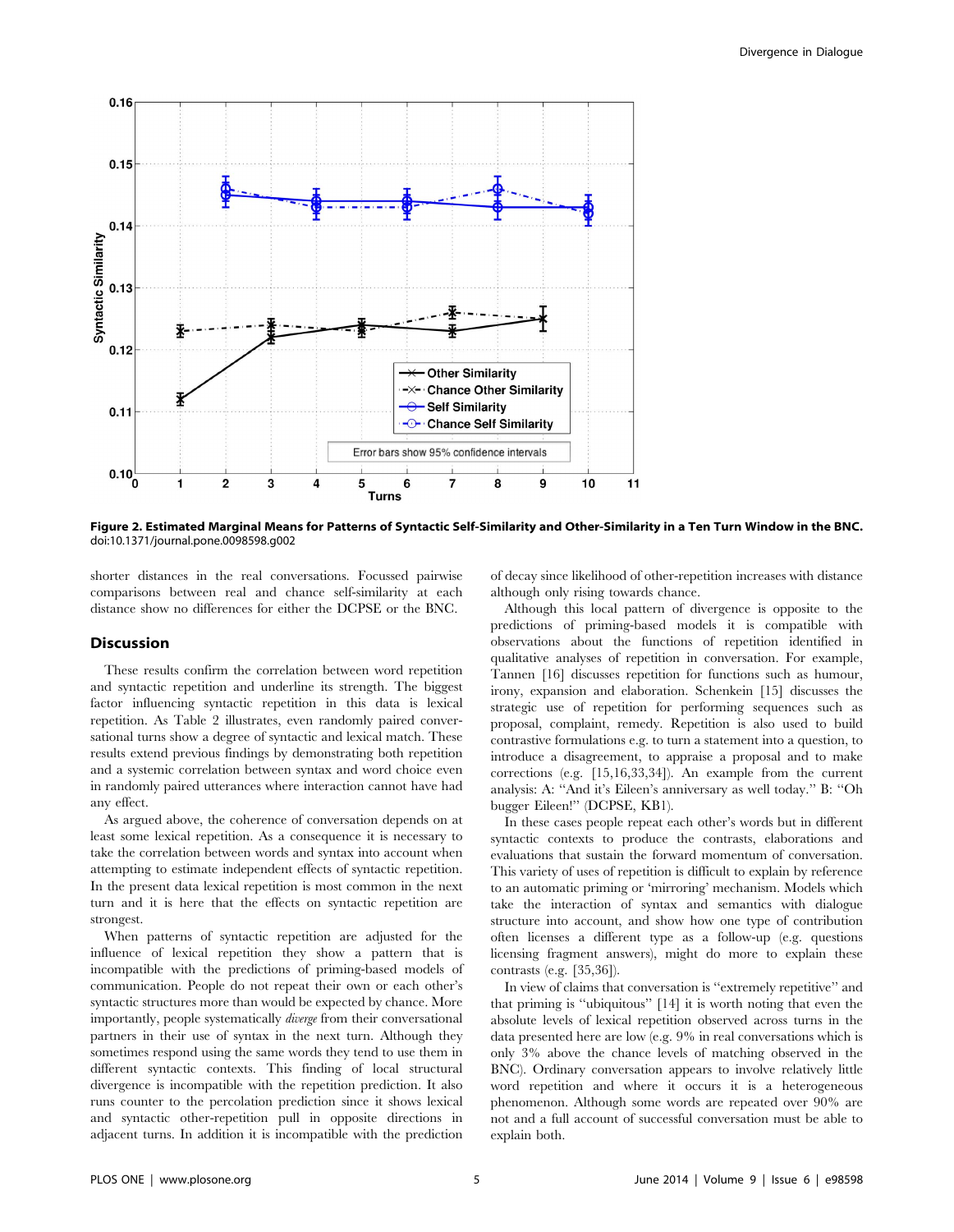0.16
0.15
0.14
0.13
0.12
0.11
0.10
0 1 2 3 4 5 6 7 8 9 10 11
Syntactic Similarity
Turns
Other Similarity
Chance Other Similarity
Self Similarity
Chance Self Similarity
Error bars show 95% confidence intervals

**Figure 2. Estimated Marginal Means for Patterns of Syntactic Self-Similarity and Other-Similarity in a Ten Turn Window in the BNC.**
doi:10.1371/journal.pone.0098598.g002

shorter distances in the real conversations. Focussed pairwise comparisons between real and chance self-similarity at each distance show no differences for either the DCPSE or the BNC.

## Discussion

These results confirm the correlation between word repetition and syntactic repetition and underline its strength. The biggest factor influencing syntactic repetition in this data is lexical repetition. As Table 2 illustrates, even randomly paired conversational turns show a degree of syntactic and lexical match. These results extend previous findings by demonstrating both repetition and a systemic correlation between syntax and word choice even in randomly paired utterances where interaction cannot have had any effect.

As argued above, the coherence of conversation depends on at least some lexical repetition. As a consequence it is necessary to take the correlation between words and syntax into account when attempting to estimate independent effects of syntactic repetition. In the present data lexical repetition is most common in the next turn and it is here that the effects on syntactic repetition are strongest.

When patterns of syntactic repetition are adjusted for the influence of lexical repetition they show a pattern that is incompatible with the predictions of priming-based models of communication. People do not repeat their own or each other's syntactic structures more than would be expected by chance. More importantly, people systematically *diverge* from their conversational partners in their use of syntax in the next turn. Although they sometimes respond using the same words they tend to use them in different syntactic contexts. This finding of local structural divergence is incompatible with the repetition prediction. It also runs counter to the percolation prediction since it shows lexical and syntactic other-repetition pull in opposite directions in adjacent turns. In addition it is incompatible with the prediction of decay since likelihood of other-repetition increases with distance although only rising towards chance.

Although this local pattern of divergence is opposite to the predictions of priming-based models it is compatible with observations about the functions of repetition identified in qualitative analyses of repetition in conversation. For example, Tannen [16] discusses repetition for functions such as humour, irony, expansion and elaboration. Schenkein [15] discusses the strategic use of repetition for performing sequences such as proposal, complaint, remedy. Repetition is also used to build contrastive formulations e.g. to turn a statement into a question, to introduce a disagreement, to appraise a proposal and to make corrections (e.g. [15,16,33,34]). An example from the current analysis: A: "And it's Eileen's anniversary as well today." B: "Oh bugger Eileen!" (DCPSE, KB1).

In these cases people repeat each other's words but in different syntactic contexts to produce the contrasts, elaborations and evaluations that sustain the forward momentum of conversation. This variety of uses of repetition is difficult to explain by reference to an automatic priming or 'mirroring' mechanism. Models which take the interaction of syntax and semantics with dialogue structure into account, and show how one type of contribution often licenses a different type as a follow-up (e.g. questions licensing fragment answers), might do more to explain these contrasts (e.g. [35,36]).

In view of claims that conversation is "extremely repetitive" and that priming is "ubiquitous" [14] it is worth noting that even the absolute levels of lexical repetition observed across turns in the data presented here are low (e.g. 9% in real conversations which is only 3% above the chance levels of matching observed in the BNC). Ordinary conversation appears to involve relatively little word repetition and where it occurs it is a heterogeneous phenomenon. Although some words are repeated over 90% are not and a full account of successful conversation must be able to explain both.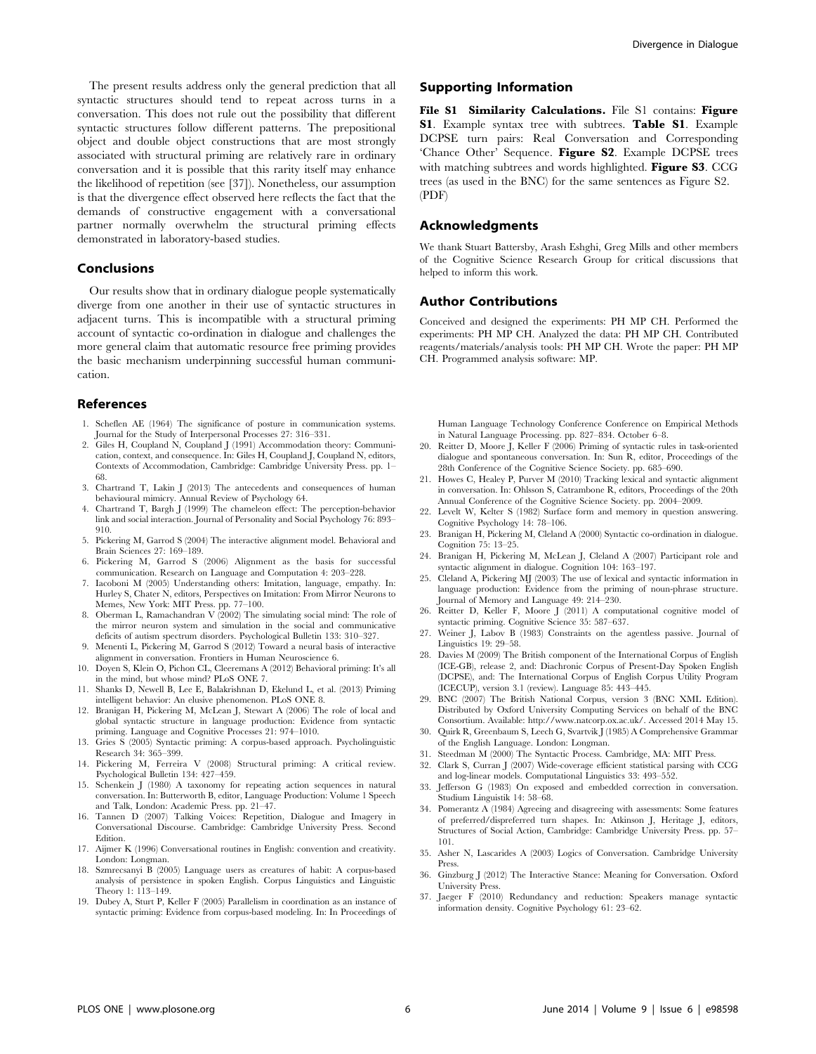The present results address only the general prediction that all syntactic structures should tend to repeat across turns in a conversation. This does not rule out the possibility that different syntactic structures follow different patterns. The prepositional object and double object constructions that are most strongly associated with structural priming are relatively rare in ordinary conversation and it is possible that this rarity itself may enhance the likelihood of repetition (see [37]). Nonetheless, our assumption is that the divergence effect observed here reflects the fact that the demands of constructive engagement with a conversational partner normally overwhelm the structural priming effects demonstrated in laboratory-based studies.

## Conclusions

Our results show that in ordinary dialogue people systematically diverge from one another in their use of syntactic structures in adjacent turns. This is incompatible with a structural priming account of syntactic co-ordination in dialogue and challenges the more general claim that automatic resource free priming provides the basic mechanism underpinning successful human communication.

## Supporting Information

**File S1 Similarity Calculations.** File S1 contains: **Figure S1**. Example syntax tree with subtrees. **Table S1**. Example DCPSE turn pairs: Real Conversation and Corresponding 'Chance Other' Sequence. **Figure S2**. Example DCPSE trees with matching subtrees and words highlighted. **Figure S3**. CCG trees (as used in the BNC) for the same sentences as Figure S2. (PDF)

## Acknowledgments

We thank Stuart Battersby, Arash Eshghi, Greg Mills and other members of the Cognitive Science Research Group for critical discussions that helped to inform this work.

## Author Contributions

Conceived and designed the experiments: PH MP CH. Performed the experiments: PH MP CH. Analyzed the data: PH MP CH. Contributed reagents/materials/analysis tools: PH MP CH. Wrote the paper: PH MP CH. Programmed analysis software: MP.

## References

1. Scheflen AE (1964) The significance of posture in communication systems. Journal for the Study of Interpersonal Processes 27: 316–331.
2. Giles H, Coupland N, Coupland J (1991) Accommodation theory: Communication, context, and consequence. In: Giles H, Coupland J, Coupland N, editors, Contexts of Accommodation, Cambridge: Cambridge University Press. pp. 1–68.
3. Chartrand T, Lakin J (2013) The antecedents and consequences of human behavioural mimicry. Annual Review of Psychology 64.
4. Chartrand T, Bargh J (1999) The chameleon effect: The perception-behavior link and social interaction. Journal of Personality and Social Psychology 76: 893–910.
5. Pickering M, Garrod S (2004) The interactive alignment model. Behavioral and Brain Sciences 27: 169–189.
6. Pickering M, Garrod S (2006) Alignment as the basis for successful communication. Research on Language and Computation 4: 203–228.
7. Iacoboni M (2005) Understanding others: Imitation, language, empathy. In: Hurley S, Chater N, editors, Perspectives on Imitation: From Mirror Neurons to Memes, New York: MIT Press. pp. 77–100.
8. Oberman L, Ramachandran V (2002) The simulating social mind: The role of the mirror neuron system and simulation in the social and communicative deficits of autism spectrum disorders. Psychological Bulletin 133: 310–327.
9. Menenti L, Pickering M, Garrod S (2012) Toward a neural basis of interactive alignment in conversation. Frontiers in Human Neuroscience 6.
10. Doyen S, Klein O, Pichon CL, Cleeremans A (2012) Behavioral priming: It's all in the mind, but whose mind? PLoS ONE 7.
11. Shanks D, Newell B, Lee E, Balakrishnan D, Ekelund L, et al. (2013) Priming intelligent behavior: An elusive phenomenon. PLoS ONE 8.
12. Branigan H, Pickering M, McLean J, Stewart A (2006) The role of local and global syntactic structure in language production: Evidence from syntactic priming. Language and Cognitive Processes 21: 974–1010.
13. Gries S (2005) Syntactic priming: A corpus-based approach. Psycholinguistic Research 34: 365–399.
14. Pickering M, Ferreira V (2008) Structural priming: A critical review. Psychological Bulletin 134: 427–459.
15. Schenkein J (1980) A taxonomy for repeating action sequences in natural conversation. In: Butterworth B, editor, Language Production: Volume 1 Speech and Talk, London: Academic Press. pp. 21–47.
16. Tannen D (2007) Talking Voices: Repetition, Dialogue and Imagery in Conversational Discourse. Cambridge: Cambridge University Press. Second Edition.
17. Aijmer K (1996) Conversational routines in English: convention and creativity. London: Longman.
18. Szmrecsanyi B (2005) Language users as creatures of habit: A corpus-based analysis of persistence in spoken English. Corpus Linguistics and Linguistic Theory 1: 113–149.
19. Dubey A, Sturt P, Keller F (2005) Parallelism in coordination as an instance of syntactic priming: Evidence from corpus-based modeling. In: In Proceedings of Human Language Technology Conference Conference on Empirical Methods in Natural Language Processing. pp. 827–834. October 6–8.
20. Reitter D, Moore J, Keller F (2006) Priming of syntactic rules in task-oriented dialogue and spontaneous conversation. In: Sun R, editor, Proceedings of the 28th Conference of the Cognitive Science Society. pp. 685–690.
21. Howes C, Healey P, Purver M (2010) Tracking lexical and syntactic alignment in conversation. In: Ohlsson S, Catrambone R, editors, Proceedings of the 20th Annual Conference of the Cognitive Science Society. pp. 2004–2009.
22. Levelt W, Kelter S (1982) Surface form and memory in question answering. Cognitive Psychology 14: 78–106.
23. Branigan H, Pickering M, Cleland A (2000) Syntactic co-ordination in dialogue. Cognition 75: 13–25.
24. Branigan H, Pickering M, McLean J, Cleland A (2007) Participant role and syntactic alignment in dialogue. Cognition 104: 163–197.
25. Cleland A, Pickering MJ (2003) The use of lexical and syntactic information in language production: Evidence from the priming of noun-phrase structure. Journal of Memory and Language 49: 214–230.
26. Reitter D, Keller F, Moore J (2011) A computational cognitive model of syntactic priming. Cognitive Science 35: 587–637.
27. Weiner J, Labov B (1983) Constraints on the agentless passive. Journal of Linguistics 19: 29–58.
28. Davies M (2009) The British component of the International Corpus of English (ICE-GB), release 2, and: Diachronic Corpus of Present-Day Spoken English (DCPSE), and: The International Corpus of English Corpus Utility Program (ICECUP), version 3.1 (review). Language 85: 443–445.
29. BNC (2007) The British National Corpus, version 3 (BNC XML Edition). Distributed by Oxford University Computing Services on behalf of the BNC Consortium. Available: http://www.natcorp.ox.ac.uk/. Accessed 2014 May 15.
30. Quirk R, Greenbaum S, Leech G, Svartvik J (1985) A Comprehensive Grammar of the English Language. London: Longman.
31. Steedman M (2000) The Syntactic Process. Cambridge, MA: MIT Press.
32. Clark S, Curran J (2007) Wide-coverage efficient statistical parsing with CCG and log-linear models. Computational Linguistics 33: 493–552.
33. Jefferson G (1983) On exposed and embedded correction in conversation. Studium Linguistik 14: 58–68.
34. Pomerantz A (1984) Agreeing and disagreeing with assessments: Some features of preferred/dispreferred turn shapes. In: Atkinson J, Heritage J, editors, Structures of Social Action, Cambridge: Cambridge University Press. pp. 57–101.
35. Asher N, Lascarides A (2003) Logics of Conversation. Cambridge University Press.
36. Ginzburg J (2012) The Interactive Stance: Meaning for Conversation. Oxford University Press.
37. Jaeger F (2010) Redundancy and reduction: Speakers manage syntactic information density. Cognitive Psychology 61: 23–62.